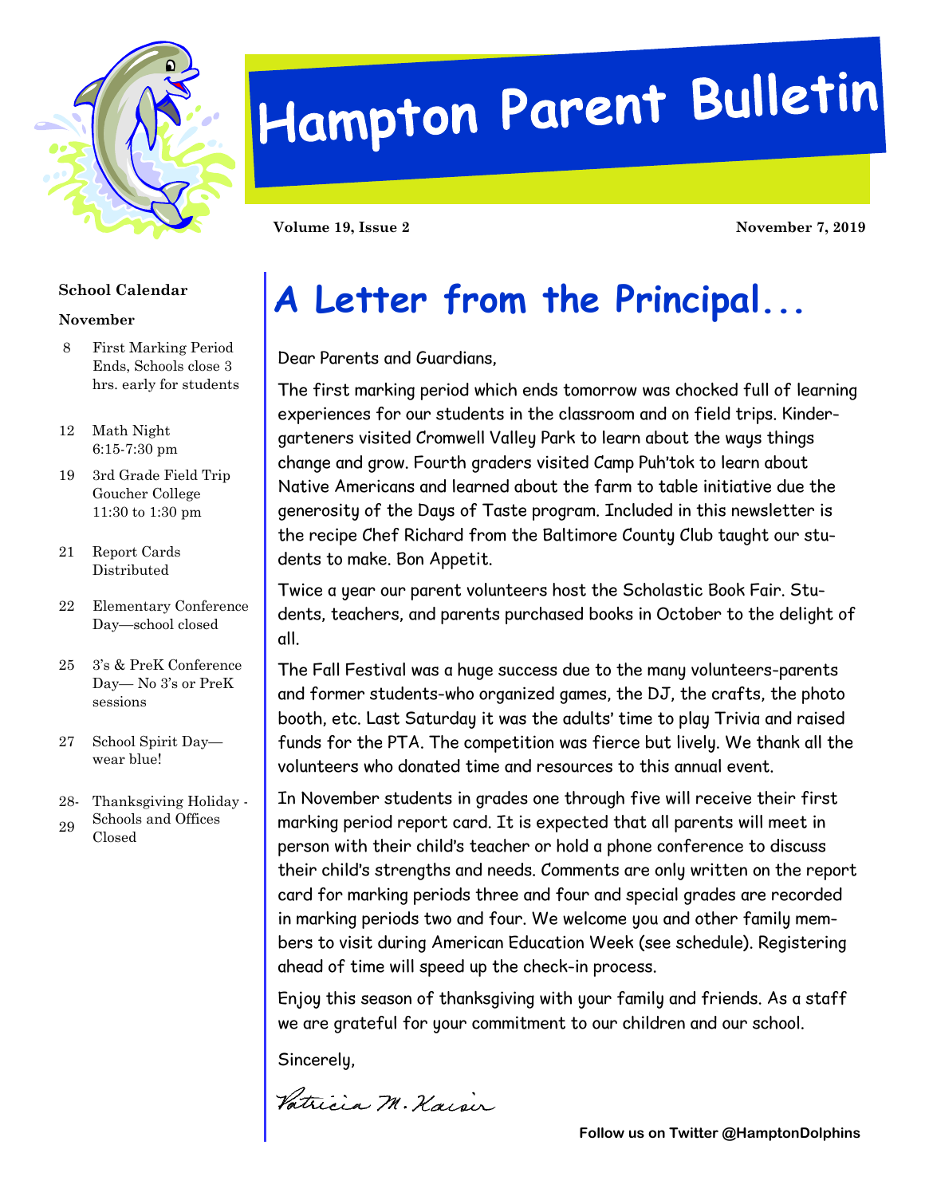# Hampton Parent Bulletin

**Volume 19, Issue 2** **November 7, 2019**

**School Calendar**

**November**

- 8 First Marking Period Ends, Schools close 3 hrs. early for students
- 12 Math Night 6:15-7:30 pm
- 19 3rd Grade Field Trip Goucher College 11:30 to 1:30 pm
- 21 Report Cards Distributed
- 22 Elementary Conference Day—school closed
- 25 3's & PreK Conference Day— No 3's or PreK sessions
- 27 School Spirit Day—wear blue!
- 28-29 Thanksgiving Holiday - Schools and Offices Closed

## A Letter from the Principal...

Dear Parents and Guardians,

The first marking period which ends tomorrow was chocked full of learning experiences for our students in the classroom and on field trips. Kindergarteners visited Cromwell Valley Park to learn about the ways things change and grow. Fourth graders visited Camp Puh'tok to learn about Native Americans and learned about the farm to table initiative due the generosity of the Days of Taste program. Included in this newsletter is the recipe Chef Richard from the Baltimore County Club taught our students to make. Bon Appetit.

Twice a year our parent volunteers host the Scholastic Book Fair. Students, teachers, and parents purchased books in October to the delight of all.

The Fall Festival was a huge success due to the many volunteers-parents and former students-who organized games, the DJ, the crafts, the photo booth, etc. Last Saturday it was the adults' time to play Trivia and raised funds for the PTA. The competition was fierce but lively. We thank all the volunteers who donated time and resources to this annual event.

In November students in grades one through five will receive their first marking period report card. It is expected that all parents will meet in person with their child's teacher or hold a phone conference to discuss their child's strengths and needs. Comments are only written on the report card for marking periods three and four and special grades are recorded in marking periods two and four. We welcome you and other family members to visit during American Education Week (see schedule). Registering ahead of time will speed up the check-in process.

Enjoy this season of thanksgiving with your family and friends. As a staff we are grateful for your commitment to our children and our school.

Sincerely,

Patricia M. Kaiser

**Follow us on Twitter @HamptonDolphins**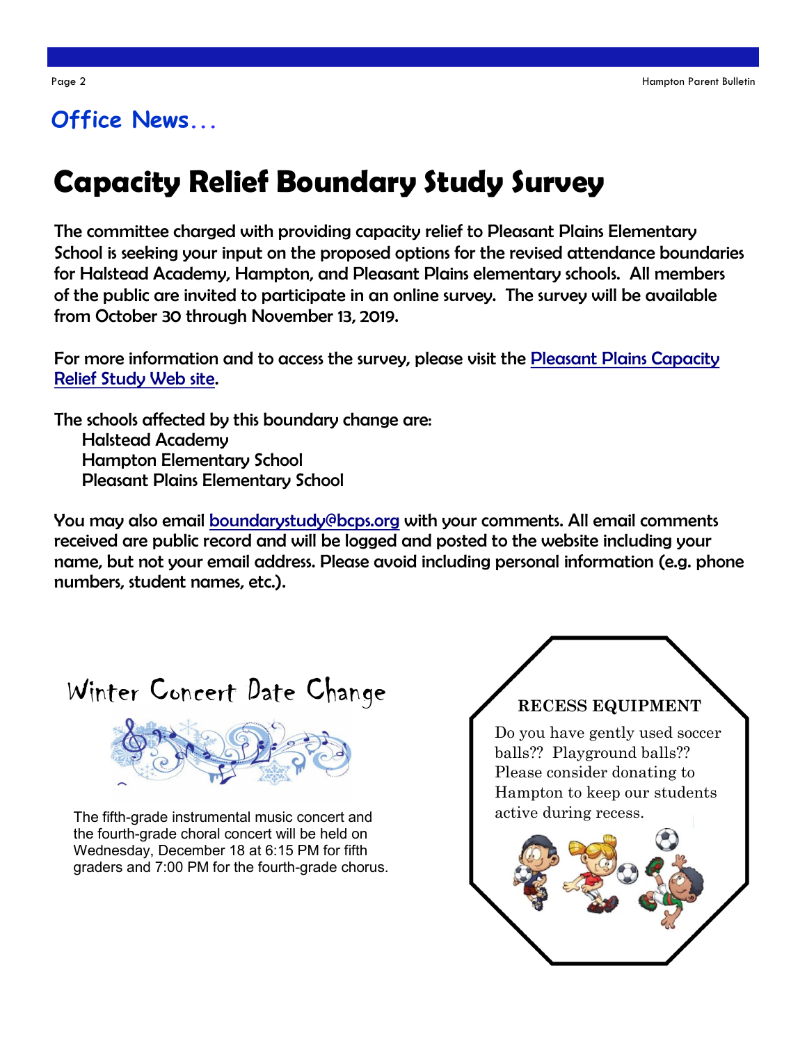## Office News...

# Capacity Relief Boundary Study Survey

The committee charged with providing capacity relief to Pleasant Plains Elementary School is seeking your input on the proposed options for the revised attendance boundaries for Halstead Academy, Hampton, and Pleasant Plains elementary schools. All members of the public are invited to participate in an online survey. The survey will be available from October 30 through November 13, 2019.

For more information and to access the survey, please visit the Pleasant Plains Capacity Relief Study Web site.

The schools affected by this boundary change are:

- Halstead Academy
- Hampton Elementary School
- Pleasant Plains Elementary School

You may also email boundarystudy@bcps.org with your comments. All email comments received are public record and will be logged and posted to the website including your name, but not your email address. Please avoid including personal information (e.g. phone numbers, student names, etc.).

## Winter Concert Date Change

The fifth-grade instrumental music concert and the fourth-grade choral concert will be held on Wednesday, December 18 at 6:15 PM for fifth graders and 7:00 PM for the fourth-grade chorus.

## RECESS EQUIPMENT

Do you have gently used soccer balls?? Playground balls?? Please consider donating to Hampton to keep our students active during recess.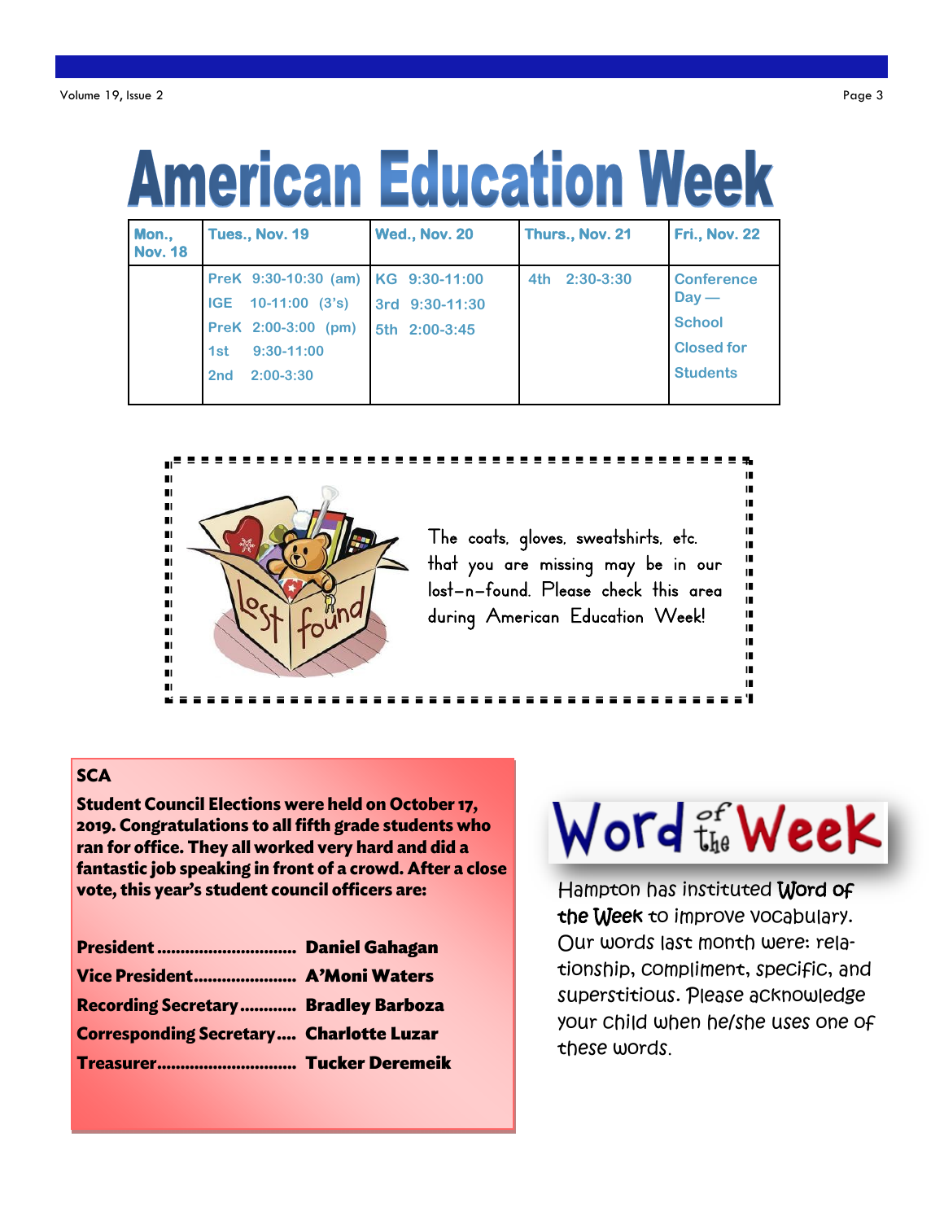# American Education Week

| Mon., Nov. 18 | Tues., Nov. 19 | Wed., Nov. 20 | Thurs., Nov. 21 | Fri., Nov. 22 |
|---|---|---|---|---|
| | PreK 9:30-10:30 (am)<br>IGE 10-11:00 (3's)<br>PreK 2:00-3:00 (pm)<br>1st 9:30-11:00<br>2nd 2:00-3:30 | KG 9:30-11:00<br>3rd 9:30-11:30<br>5th 2:00-3:45 | 4th 2:30-3:30 | Conference Day — School Closed for Students |

The coats, gloves, sweatshirts, etc. that you are missing may be in our lost-n-found. Please check this area during American Education Week!

## SCA

**Student Council Elections were held on October 17, 2019. Congratulations to all fifth grade students who ran for office. They all worked very hard and did a fantastic job speaking in front of a crowd. After a close vote, this year's student council officers are:**

**President ............................. Daniel Gahagan**
**Vice President...................... A'Moni Waters**
**Recording Secretary............ Bradley Barboza**
**Corresponding Secretary.... Charlotte Luzar**
**Treasurer............................. Tucker Deremeik**

## Word of the Week

Hampton has instituted **Word of the Week** to improve vocabulary. Our words last month were: relationship, compliment, specific, and superstitious. Please acknowledge your child when he/she uses one of these words.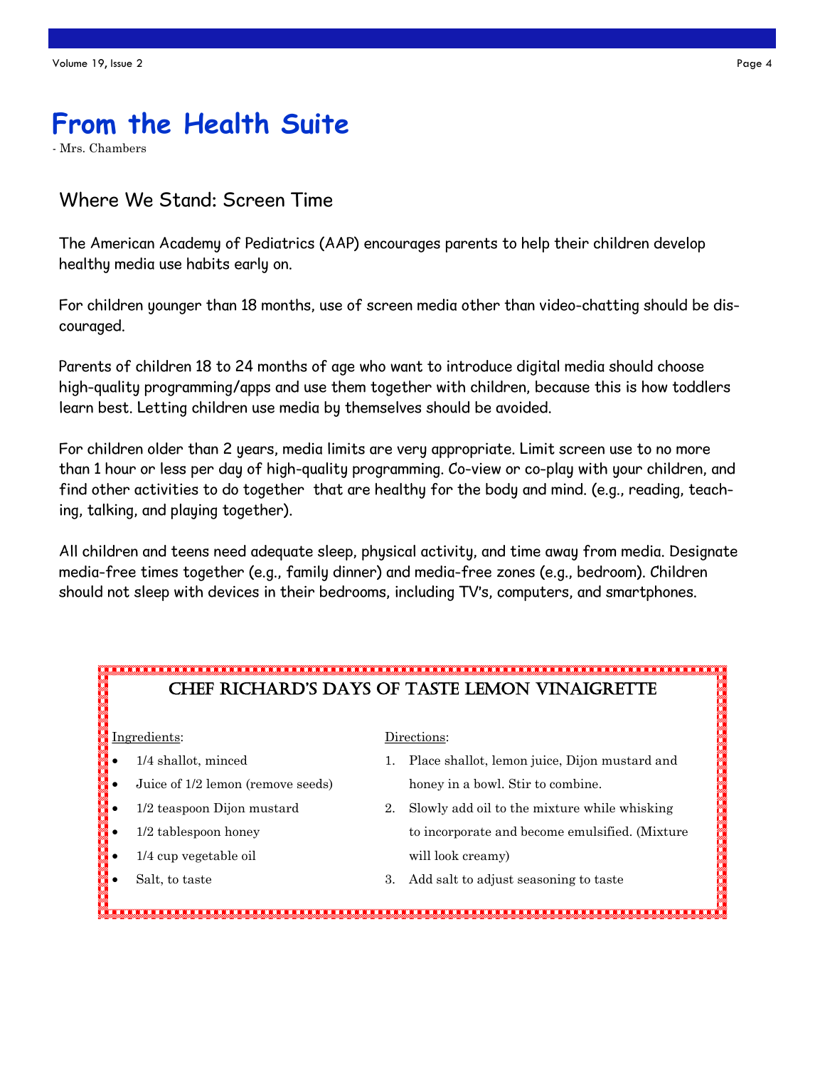# From the Health Suite

- Mrs. Chambers

## Where We Stand: Screen Time

The American Academy of Pediatrics (AAP) encourages parents to help their children develop healthy media use habits early on.

For children younger than 18 months, use of screen media other than video-chatting should be discouraged.

Parents of children 18 to 24 months of age who want to introduce digital media should choose high-quality programming/apps and use them together with children, because this is how toddlers learn best. Letting children use media by themselves should be avoided.

For children older than 2 years, media limits are very appropriate. Limit screen use to no more than 1 hour or less per day of high-quality programming. Co-view or co-play with your children, and find other activities to do together that are healthy for the body and mind. (e.g., reading, teaching, talking, and playing together).

All children and teens need adequate sleep, physical activity, and time away from media. Designate media-free times together (e.g., family dinner) and media-free zones (e.g., bedroom). Children should not sleep with devices in their bedrooms, including TV's, computers, and smartphones.

## Chef Richard's Days of Taste Lemon Vinaigrette

Ingredients:

- 1/4 shallot, minced
- Juice of 1/2 lemon (remove seeds)
- 1/2 teaspoon Dijon mustard
- 1/2 tablespoon honey
- 1/4 cup vegetable oil
- Salt, to taste

Directions:

1. Place shallot, lemon juice, Dijon mustard and honey in a bowl. Stir to combine.
2. Slowly add oil to the mixture while whisking to incorporate and become emulsified. (Mixture will look creamy)
3. Add salt to adjust seasoning to taste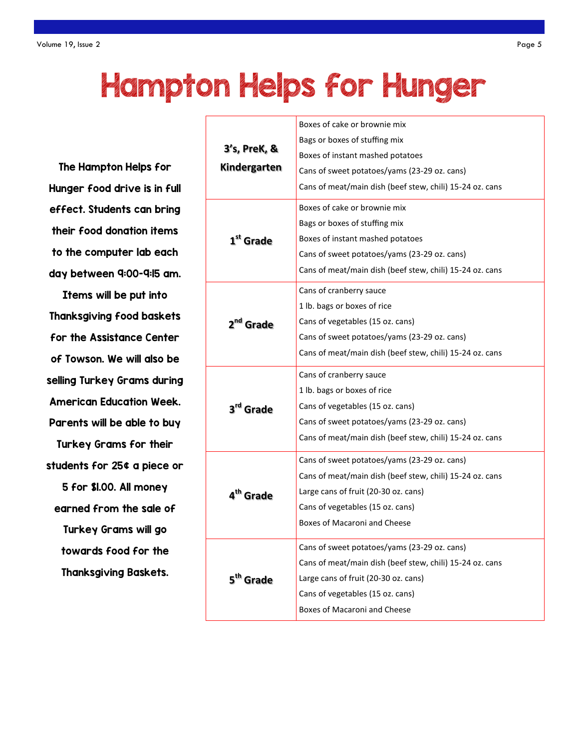# Hampton Helps for Hunger

The Hampton Helps for Hunger food drive is in full effect. Students can bring their food donation items to the computer lab each day between 9:00-9:15 am. Items will be put into Thanksgiving food baskets for the Assistance Center of Towson. We will also be selling Turkey Grams during American Education Week. Parents will be able to buy Turkey Grams for their students for 25¢ a piece or 5 for $1.00. All money earned from the sale of Turkey Grams will go towards food for the Thanksgiving Baskets.

| Grade | Items |
|---|---|
| **3's, PreK, & Kindergarten** | Boxes of cake or brownie mix<br>Bags or boxes of stuffing mix<br>Boxes of instant mashed potatoes<br>Cans of sweet potatoes/yams (23-29 oz. cans)<br>Cans of meat/main dish (beef stew, chili) 15-24 oz. cans |
| **1st Grade** | Boxes of cake or brownie mix<br>Bags or boxes of stuffing mix<br>Boxes of instant mashed potatoes<br>Cans of sweet potatoes/yams (23-29 oz. cans)<br>Cans of meat/main dish (beef stew, chili) 15-24 oz. cans |
| **2nd Grade** | Cans of cranberry sauce<br>1 lb. bags or boxes of rice<br>Cans of vegetables (15 oz. cans)<br>Cans of sweet potatoes/yams (23-29 oz. cans)<br>Cans of meat/main dish (beef stew, chili) 15-24 oz. cans |
| **3rd Grade** | Cans of cranberry sauce<br>1 lb. bags or boxes of rice<br>Cans of vegetables (15 oz. cans)<br>Cans of sweet potatoes/yams (23-29 oz. cans)<br>Cans of meat/main dish (beef stew, chili) 15-24 oz. cans |
| **4th Grade** | Cans of sweet potatoes/yams (23-29 oz. cans)<br>Cans of meat/main dish (beef stew, chili) 15-24 oz. cans<br>Large cans of fruit (20-30 oz. cans)<br>Cans of vegetables (15 oz. cans)<br>Boxes of Macaroni and Cheese |
| **5th Grade** | Cans of sweet potatoes/yams (23-29 oz. cans)<br>Cans of meat/main dish (beef stew, chili) 15-24 oz. cans<br>Large cans of fruit (20-30 oz. cans)<br>Cans of vegetables (15 oz. cans)<br>Boxes of Macaroni and Cheese |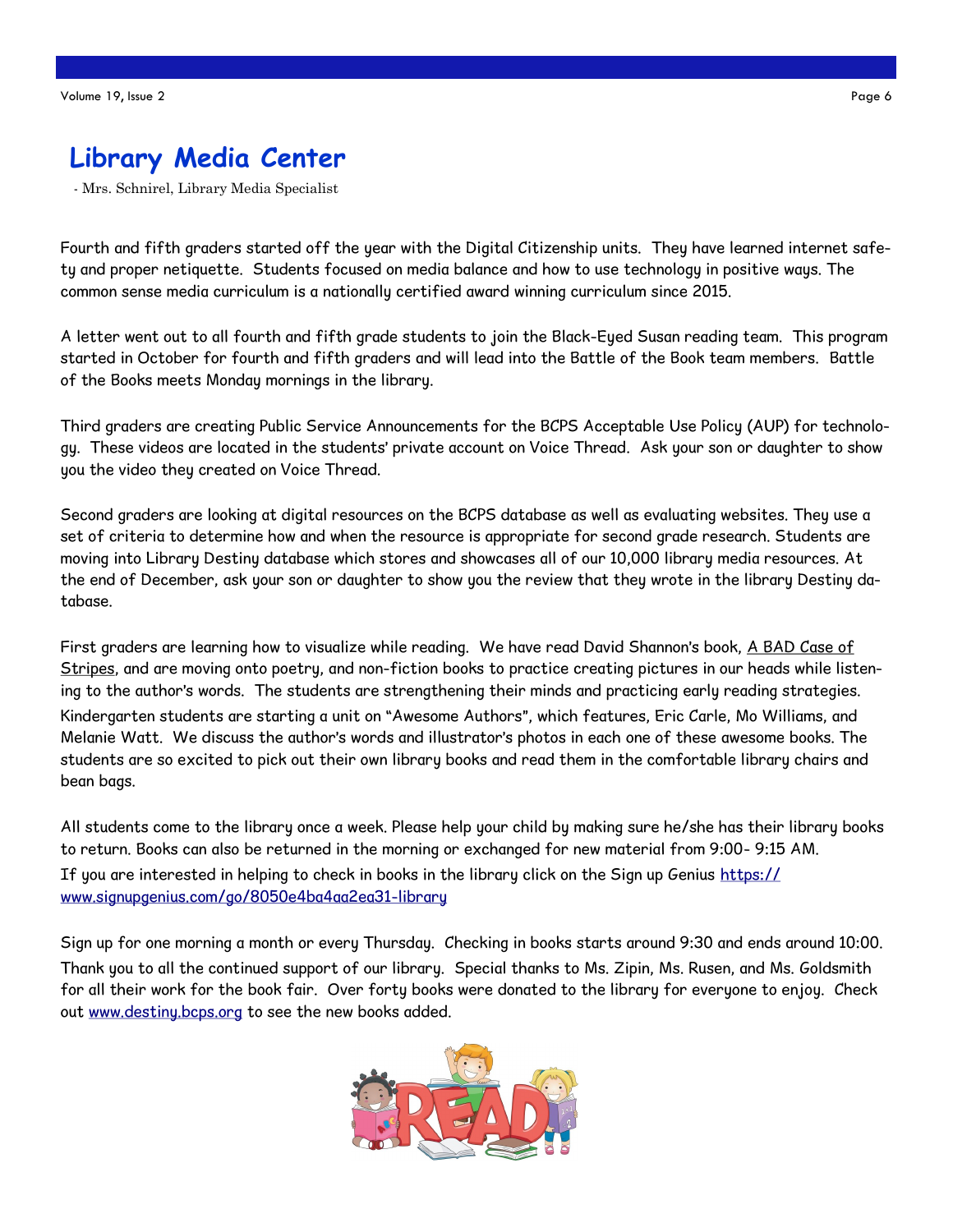# Library Media Center

- Mrs. Schnirel, Library Media Specialist

Fourth and fifth graders started off the year with the Digital Citizenship units. They have learned internet safety and proper netiquette. Students focused on media balance and how to use technology in positive ways. The common sense media curriculum is a nationally certified award winning curriculum since 2015.

A letter went out to all fourth and fifth grade students to join the Black-Eyed Susan reading team. This program started in October for fourth and fifth graders and will lead into the Battle of the Book team members. Battle of the Books meets Monday mornings in the library.

Third graders are creating Public Service Announcements for the BCPS Acceptable Use Policy (AUP) for technology. These videos are located in the students' private account on Voice Thread. Ask your son or daughter to show you the video they created on Voice Thread.

Second graders are looking at digital resources on the BCPS database as well as evaluating websites. They use a set of criteria to determine how and when the resource is appropriate for second grade research. Students are moving into Library Destiny database which stores and showcases all of our 10,000 library media resources. At the end of December, ask your son or daughter to show you the review that they wrote in the library Destiny database.

First graders are learning how to visualize while reading. We have read David Shannon's book, A BAD Case of Stripes, and are moving onto poetry, and non-fiction books to practice creating pictures in our heads while listening to the author's words. The students are strengthening their minds and practicing early reading strategies.
Kindergarten students are starting a unit on "Awesome Authors", which features, Eric Carle, Mo Williams, and Melanie Watt. We discuss the author's words and illustrator's photos in each one of these awesome books. The students are so excited to pick out their own library books and read them in the comfortable library chairs and bean bags.

All students come to the library once a week. Please help your child by making sure he/she has their library books to return. Books can also be returned in the morning or exchanged for new material from 9:00- 9:15 AM.
If you are interested in helping to check in books in the library click on the Sign up Genius https://www.signupgenius.com/go/8050e4ba4aa2ea31-library

Sign up for one morning a month or every Thursday. Checking in books starts around 9:30 and ends around 10:00.
Thank you to all the continued support of our library. Special thanks to Ms. Zipin, Ms. Rusen, and Ms. Goldsmith for all their work for the book fair. Over forty books were donated to the library for everyone to enjoy. Check out www.destiny.bcps.org to see the new books added.